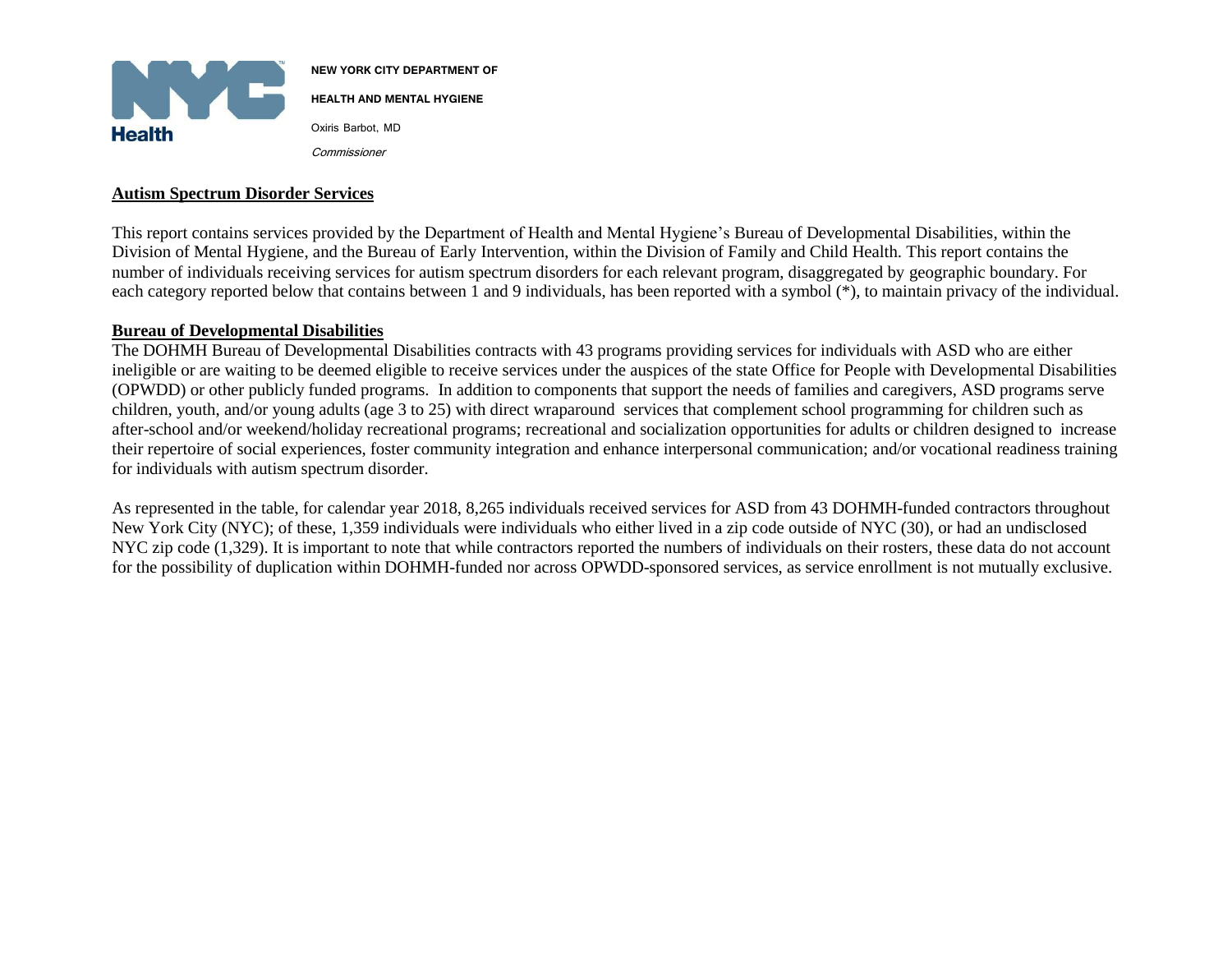NEW YORK CITY DEPARTMENT OF

HEALTH AND MENTAL HYGIENE

Oxiris Barbot, MD

*Commissioner*

## Autism Spectrum Disorder Services

This report contains services provided by the Department of Health and Mental Hygiene's Bureau of Developmental Disabilities, within the Division of Mental Hygiene, and the Bureau of Early Intervention, within the Division of Family and Child Health. This report contains the number of individuals receiving services for autism spectrum disorders for each relevant program, disaggregated by geographic boundary. For each category reported below that contains between 1 and 9 individuals, has been reported with a symbol (*), to maintain privacy of the individual.

## Bureau of Developmental Disabilities

The DOHMH Bureau of Developmental Disabilities contracts with 43 programs providing services for individuals with ASD who are either ineligible or are waiting to be deemed eligible to receive services under the auspices of the state Office for People with Developmental Disabilities (OPWDD) or other publicly funded programs. In addition to components that support the needs of families and caregivers, ASD programs serve children, youth, and/or young adults (age 3 to 25) with direct wraparound services that complement school programming for children such as after-school and/or weekend/holiday recreational programs; recreational and socialization opportunities for adults or children designed to increase their repertoire of social experiences, foster community integration and enhance interpersonal communication; and/or vocational readiness training for individuals with autism spectrum disorder.

As represented in the table, for calendar year 2018, 8,265 individuals received services for ASD from 43 DOHMH-funded contractors throughout New York City (NYC); of these, 1,359 individuals were individuals who either lived in a zip code outside of NYC (30), or had an undisclosed NYC zip code (1,329). It is important to note that while contractors reported the numbers of individuals on their rosters, these data do not account for the possibility of duplication within DOHMH-funded nor across OPWDD-sponsored services, as service enrollment is not mutually exclusive.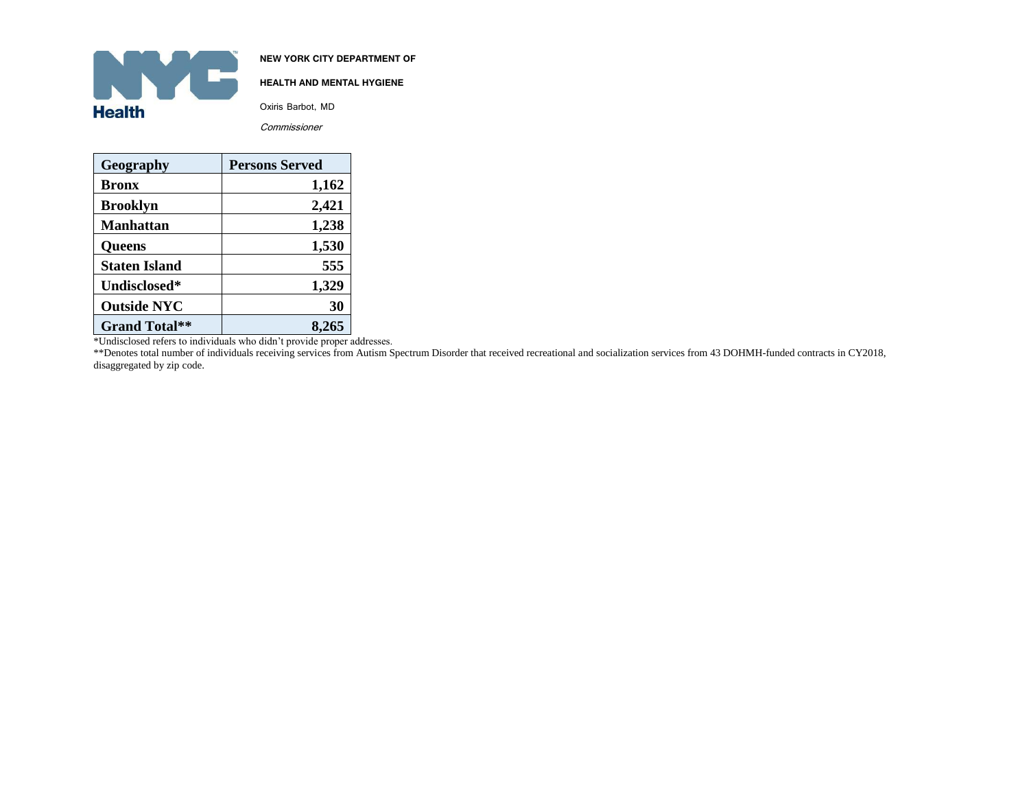**NEW YORK CITY DEPARTMENT OF**

**HEALTH AND MENTAL HYGIENE**

Oxiris Barbot, MD

*Commissioner*

| Geography | Persons Served |
| --- | --- |
| **Bronx** | **1,162** |
| **Brooklyn** | **2,421** |
| **Manhattan** | **1,238** |
| **Queens** | **1,530** |
| **Staten Island** | **555** |
| **Undisclosed*** | **1,329** |
| **Outside NYC** | **30** |
| **Grand Total**** | **8,265** |

*Undisclosed refers to individuals who didn't provide proper addresses.

**Denotes total number of individuals receiving services from Autism Spectrum Disorder that received recreational and socialization services from 43 DOHMH-funded contracts in CY2018, disaggregated by zip code.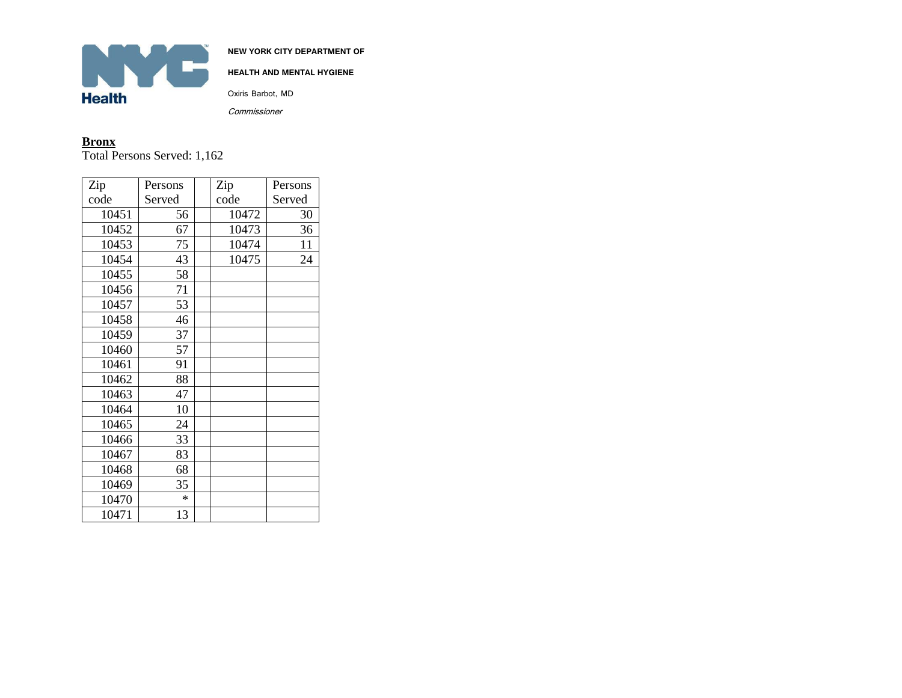NEW YORK CITY DEPARTMENT OF

HEALTH AND MENTAL HYGIENE

Oxiris Barbot, MD

*Commissioner*

**Bronx**

Total Persons Served: 1,162

| Zip code | Persons Served | | Zip code | Persons Served |
|---|---|---|---|---|
| 10451 | 56 | | 10472 | 30 |
| 10452 | 67 | | 10473 | 36 |
| 10453 | 75 | | 10474 | 11 |
| 10454 | 43 | | 10475 | 24 |
| 10455 | 58 | | | |
| 10456 | 71 | | | |
| 10457 | 53 | | | |
| 10458 | 46 | | | |
| 10459 | 37 | | | |
| 10460 | 57 | | | |
| 10461 | 91 | | | |
| 10462 | 88 | | | |
| 10463 | 47 | | | |
| 10464 | 10 | | | |
| 10465 | 24 | | | |
| 10466 | 33 | | | |
| 10467 | 83 | | | |
| 10468 | 68 | | | |
| 10469 | 35 | | | |
| 10470 | * | | | |
| 10471 | 13 | | | |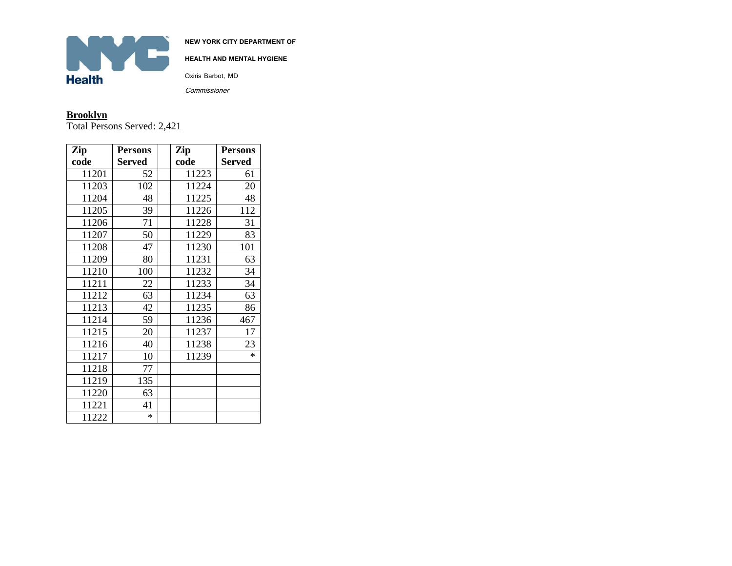NEW YORK CITY DEPARTMENT OF

HEALTH AND MENTAL HYGIENE

Oxiris Barbot, MD

*Commissioner*

**Brooklyn**

Total Persons Served: 2,421

| Zip code | Persons Served | | Zip code | Persons Served |
|---|---|---|---|---|
| 11201 | 52 | | 11223 | 61 |
| 11203 | 102 | | 11224 | 20 |
| 11204 | 48 | | 11225 | 48 |
| 11205 | 39 | | 11226 | 112 |
| 11206 | 71 | | 11228 | 31 |
| 11207 | 50 | | 11229 | 83 |
| 11208 | 47 | | 11230 | 101 |
| 11209 | 80 | | 11231 | 63 |
| 11210 | 100 | | 11232 | 34 |
| 11211 | 22 | | 11233 | 34 |
| 11212 | 63 | | 11234 | 63 |
| 11213 | 42 | | 11235 | 86 |
| 11214 | 59 | | 11236 | 467 |
| 11215 | 20 | | 11237 | 17 |
| 11216 | 40 | | 11238 | 23 |
| 11217 | 10 | | 11239 | * |
| 11218 | 77 | | | |
| 11219 | 135 | | | |
| 11220 | 63 | | | |
| 11221 | 41 | | | |
| 11222 | * | | | |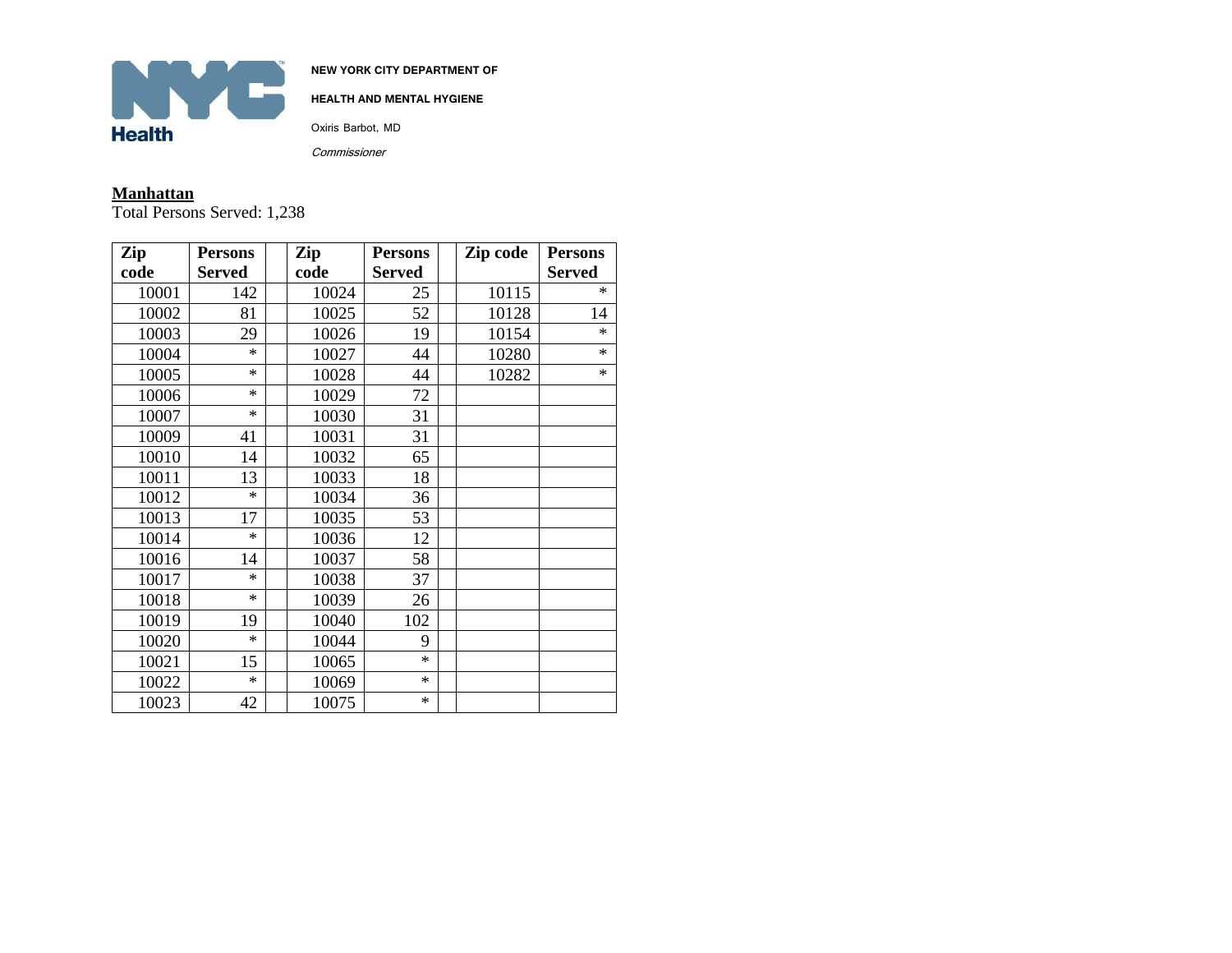NEW YORK CITY DEPARTMENT OF

HEALTH AND MENTAL HYGIENE

Oxiris Barbot, MD

*Commissioner*

**Manhattan**

Total Persons Served: 1,238

| Zip code | Persons Served | | Zip code | Persons Served | | Zip code | Persons Served |
|---|---|---|---|---|---|---|---|
| 10001 | 142 | | 10024 | 25 | | 10115 | * |
| 10002 | 81 | | 10025 | 52 | | 10128 | 14 |
| 10003 | 29 | | 10026 | 19 | | 10154 | * |
| 10004 | * | | 10027 | 44 | | 10280 | * |
| 10005 | * | | 10028 | 44 | | 10282 | * |
| 10006 | * | | 10029 | 72 | | | |
| 10007 | * | | 10030 | 31 | | | |
| 10009 | 41 | | 10031 | 31 | | | |
| 10010 | 14 | | 10032 | 65 | | | |
| 10011 | 13 | | 10033 | 18 | | | |
| 10012 | * | | 10034 | 36 | | | |
| 10013 | 17 | | 10035 | 53 | | | |
| 10014 | * | | 10036 | 12 | | | |
| 10016 | 14 | | 10037 | 58 | | | |
| 10017 | * | | 10038 | 37 | | | |
| 10018 | * | | 10039 | 26 | | | |
| 10019 | 19 | | 10040 | 102 | | | |
| 10020 | * | | 10044 | 9 | | | |
| 10021 | 15 | | 10065 | * | | | |
| 10022 | * | | 10069 | * | | | |
| 10023 | 42 | | 10075 | * | | | |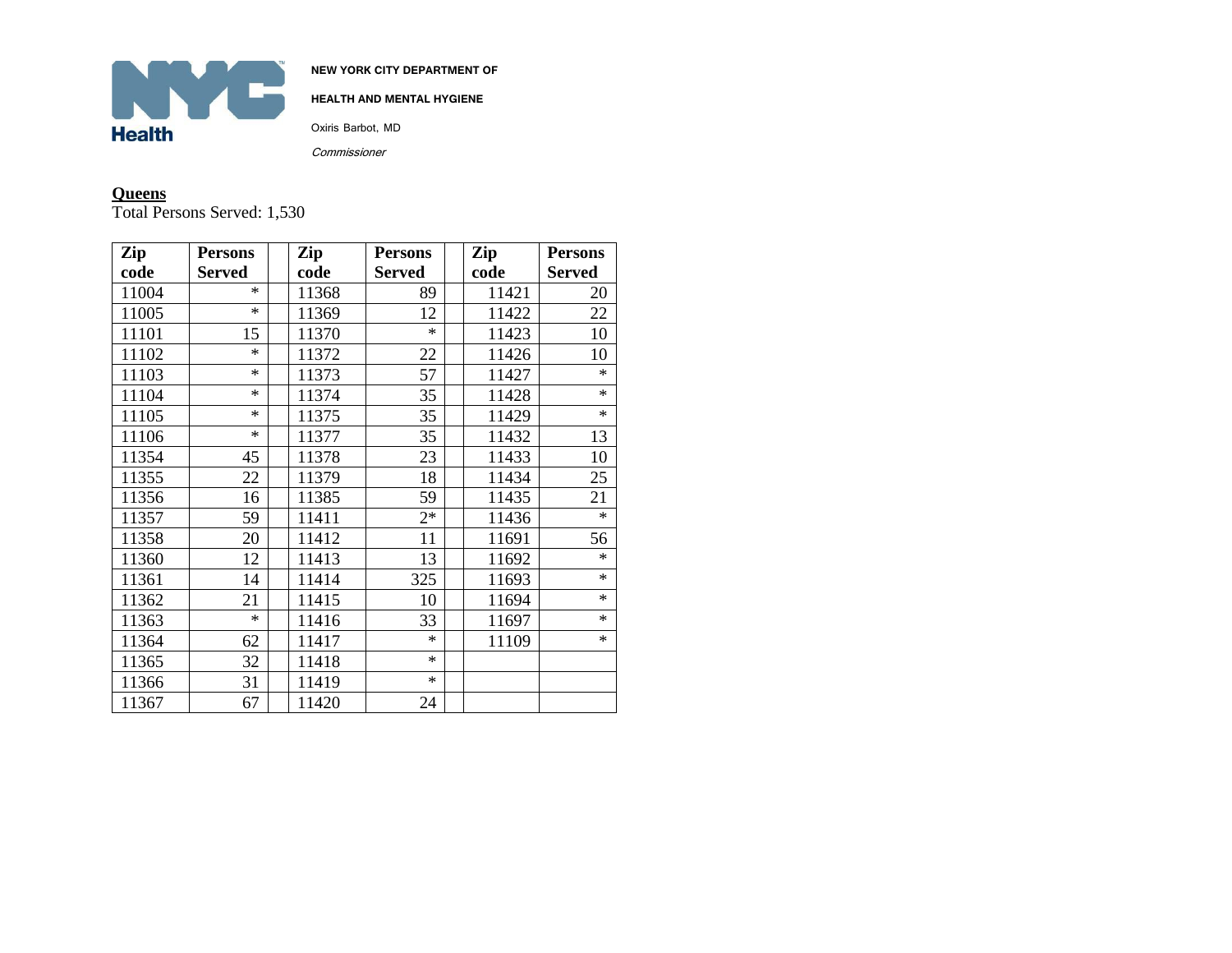NYC Health

**NEW YORK CITY DEPARTMENT OF**

**HEALTH AND MENTAL HYGIENE**

Oxiris Barbot, MD

*Commissioner*

**Queens**

Total Persons Served: 1,530

| Zip code | Persons Served | | Zip code | Persons Served | | Zip code | Persons Served |
|---|---|---|---|---|---|---|---|
| 11004 | * | | 11368 | 89 | | 11421 | 20 |
| 11005 | * | | 11369 | 12 | | 11422 | 22 |
| 11101 | 15 | | 11370 | * | | 11423 | 10 |
| 11102 | * | | 11372 | 22 | | 11426 | 10 |
| 11103 | * | | 11373 | 57 | | 11427 | * |
| 11104 | * | | 11374 | 35 | | 11428 | * |
| 11105 | * | | 11375 | 35 | | 11429 | * |
| 11106 | * | | 11377 | 35 | | 11432 | 13 |
| 11354 | 45 | | 11378 | 23 | | 11433 | 10 |
| 11355 | 22 | | 11379 | 18 | | 11434 | 25 |
| 11356 | 16 | | 11385 | 59 | | 11435 | 21 |
| 11357 | 59 | | 11411 | 2* | | 11436 | * |
| 11358 | 20 | | 11412 | 11 | | 11691 | 56 |
| 11360 | 12 | | 11413 | 13 | | 11692 | * |
| 11361 | 14 | | 11414 | 325 | | 11693 | * |
| 11362 | 21 | | 11415 | 10 | | 11694 | * |
| 11363 | * | | 11416 | 33 | | 11697 | * |
| 11364 | 62 | | 11417 | * | | 11109 | * |
| 11365 | 32 | | 11418 | * | | | |
| 11366 | 31 | | 11419 | * | | | |
| 11367 | 67 | | 11420 | 24 | | | |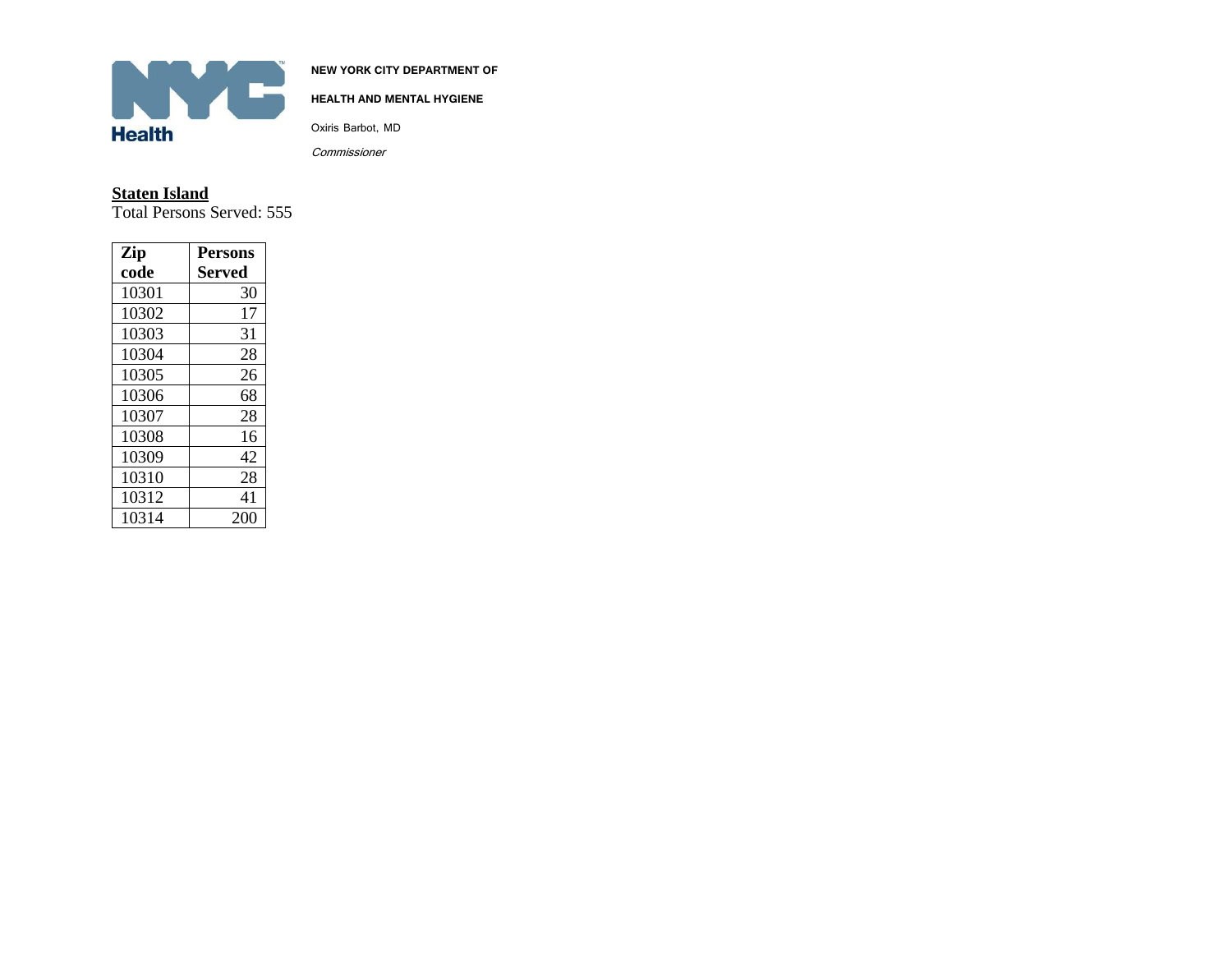**NEW YORK CITY DEPARTMENT OF**

**HEALTH AND MENTAL HYGIENE**

Oxiris Barbot, MD

*Commissioner*

**Staten Island**

Total Persons Served: 555

| Zip code | Persons Served |
|---|---|
| 10301 | 30 |
| 10302 | 17 |
| 10303 | 31 |
| 10304 | 28 |
| 10305 | 26 |
| 10306 | 68 |
| 10307 | 28 |
| 10308 | 16 |
| 10309 | 42 |
| 10310 | 28 |
| 10312 | 41 |
| 10314 | 200 |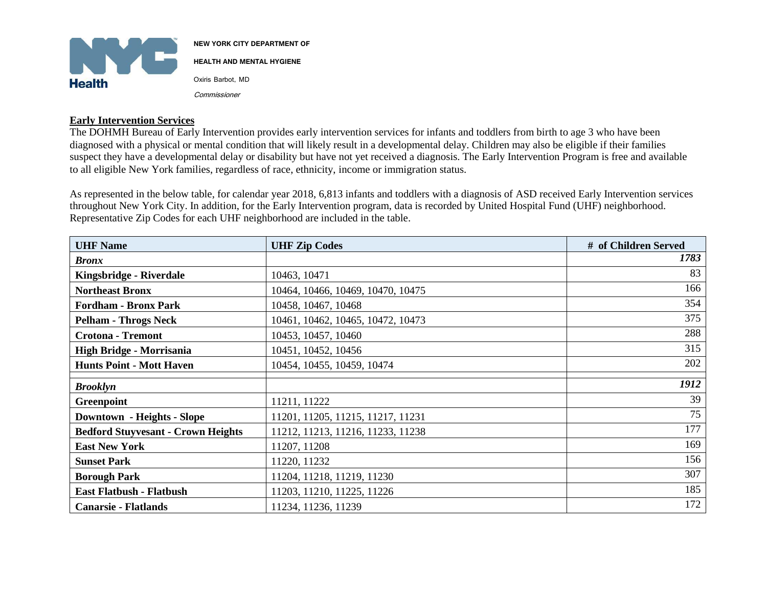NEW YORK CITY DEPARTMENT OF

HEALTH AND MENTAL HYGIENE

Oxiris Barbot, MD

*Commissioner*

**Early Intervention Services**

The DOHMH Bureau of Early Intervention provides early intervention services for infants and toddlers from birth to age 3 who have been diagnosed with a physical or mental condition that will likely result in a developmental delay. Children may also be eligible if their families suspect they have a developmental delay or disability but have not yet received a diagnosis. The Early Intervention Program is free and available to all eligible New York families, regardless of race, ethnicity, income or immigration status.

As represented in the below table, for calendar year 2018, 6,813 infants and toddlers with a diagnosis of ASD received Early Intervention services throughout New York City. In addition, for the Early Intervention program, data is recorded by United Hospital Fund (UHF) neighborhood. Representative Zip Codes for each UHF neighborhood are included in the table.

| UHF Name | UHF Zip Codes | # of Children Served |
|---|---|---|
| ***Bronx*** | | ***1783*** |
| **Kingsbridge - Riverdale** | 10463, 10471 | 83 |
| **Northeast Bronx** | 10464, 10466, 10469, 10470, 10475 | 166 |
| **Fordham - Bronx Park** | 10458, 10467, 10468 | 354 |
| **Pelham - Throgs Neck** | 10461, 10462, 10465, 10472, 10473 | 375 |
| **Crotona - Tremont** | 10453, 10457, 10460 | 288 |
| **High Bridge - Morrisania** | 10451, 10452, 10456 | 315 |
| **Hunts Point - Mott Haven** | 10454, 10455, 10459, 10474 | 202 |
| | | |
| ***Brooklyn*** | | ***1912*** |
| **Greenpoint** | 11211, 11222 | 39 |
| **Downtown - Heights - Slope** | 11201, 11205, 11215, 11217, 11231 | 75 |
| **Bedford Stuyvesant - Crown Heights** | 11212, 11213, 11216, 11233, 11238 | 177 |
| **East New York** | 11207, 11208 | 169 |
| **Sunset Park** | 11220, 11232 | 156 |
| **Borough Park** | 11204, 11218, 11219, 11230 | 307 |
| **East Flatbush - Flatbush** | 11203, 11210, 11225, 11226 | 185 |
| **Canarsie - Flatlands** | 11234, 11236, 11239 | 172 |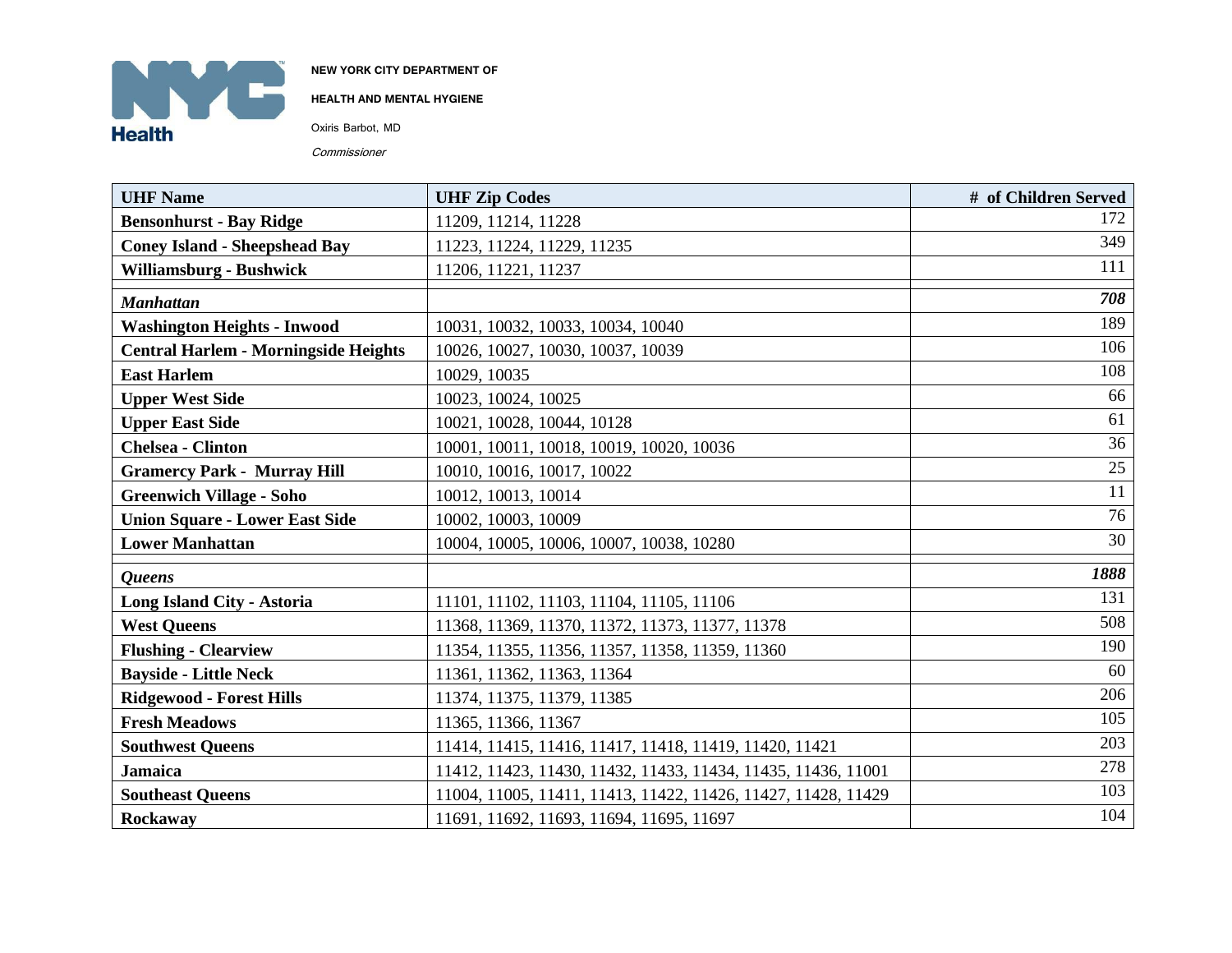NEW YORK CITY DEPARTMENT OF

HEALTH AND MENTAL HYGIENE

Oxiris Barbot, MD

*Commissioner*

| UHF Name | UHF Zip Codes | # of Children Served |
|---|---|---|
| **Bensonhurst - Bay Ridge** | 11209, 11214, 11228 | 172 |
| **Coney Island - Sheepshead Bay** | 11223, 11224, 11229, 11235 | 349 |
| **Williamsburg - Bushwick** | 11206, 11221, 11237 | 111 |
| ***Manhattan*** | | ***708*** |
| **Washington Heights - Inwood** | 10031, 10032, 10033, 10034, 10040 | 189 |
| **Central Harlem - Morningside Heights** | 10026, 10027, 10030, 10037, 10039 | 106 |
| **East Harlem** | 10029, 10035 | 108 |
| **Upper West Side** | 10023, 10024, 10025 | 66 |
| **Upper East Side** | 10021, 10028, 10044, 10128 | 61 |
| **Chelsea - Clinton** | 10001, 10011, 10018, 10019, 10020, 10036 | 36 |
| **Gramercy Park - Murray Hill** | 10010, 10016, 10017, 10022 | 25 |
| **Greenwich Village - Soho** | 10012, 10013, 10014 | 11 |
| **Union Square - Lower East Side** | 10002, 10003, 10009 | 76 |
| **Lower Manhattan** | 10004, 10005, 10006, 10007, 10038, 10280 | 30 |
| ***Queens*** | | ***1888*** |
| **Long Island City - Astoria** | 11101, 11102, 11103, 11104, 11105, 11106 | 131 |
| **West Queens** | 11368, 11369, 11370, 11372, 11373, 11377, 11378 | 508 |
| **Flushing - Clearview** | 11354, 11355, 11356, 11357, 11358, 11359, 11360 | 190 |
| **Bayside - Little Neck** | 11361, 11362, 11363, 11364 | 60 |
| **Ridgewood - Forest Hills** | 11374, 11375, 11379, 11385 | 206 |
| **Fresh Meadows** | 11365, 11366, 11367 | 105 |
| **Southwest Queens** | 11414, 11415, 11416, 11417, 11418, 11419, 11420, 11421 | 203 |
| **Jamaica** | 11412, 11423, 11430, 11432, 11433, 11434, 11435, 11436, 11001 | 278 |
| **Southeast Queens** | 11004, 11005, 11411, 11413, 11422, 11426, 11427, 11428, 11429 | 103 |
| **Rockaway** | 11691, 11692, 11693, 11694, 11695, 11697 | 104 |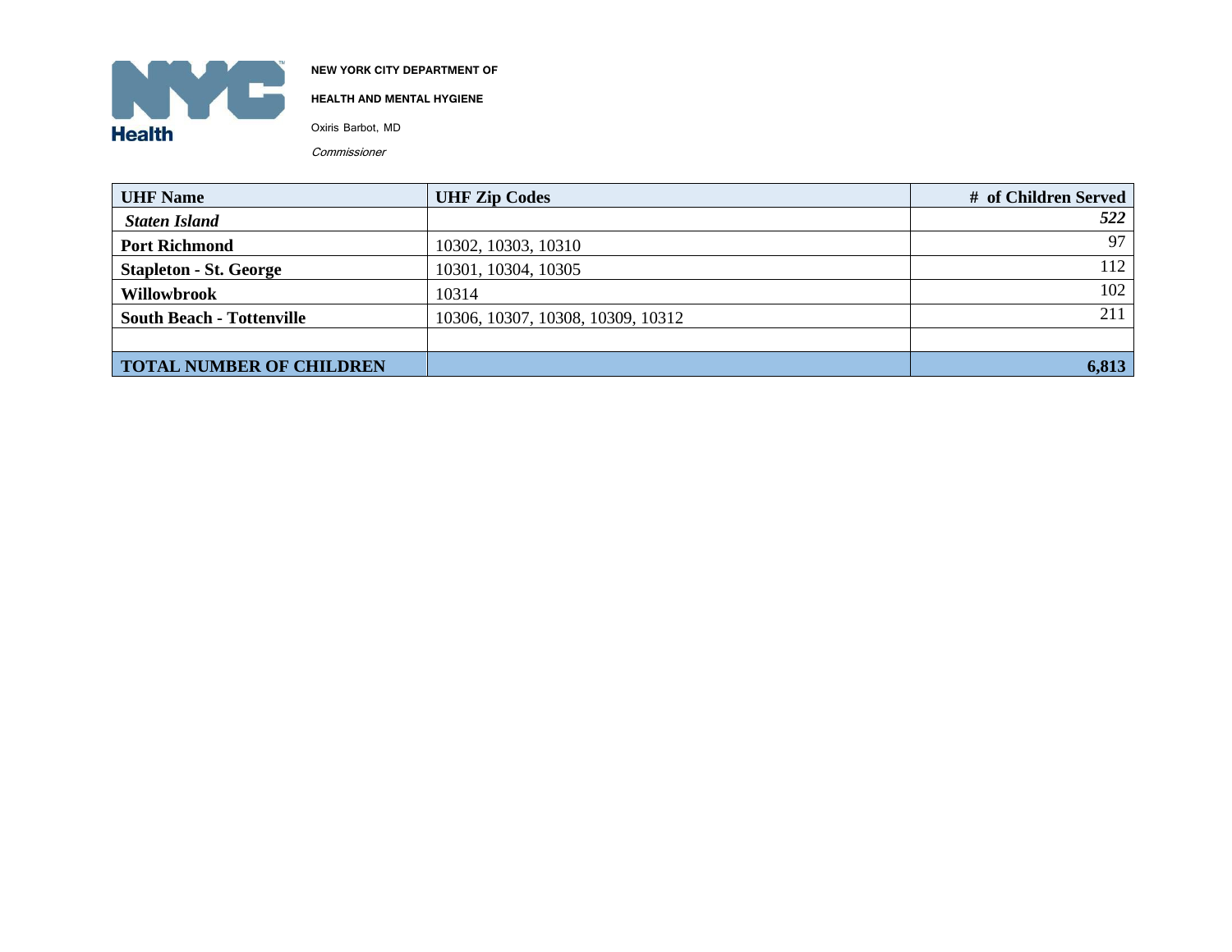NEW YORK CITY DEPARTMENT OF

HEALTH AND MENTAL HYGIENE

Oxiris Barbot, MD

*Commissioner*

| UHF Name | UHF Zip Codes | # of Children Served |
|---|---|---|
| ***Staten Island*** | | ***522*** |
| **Port Richmond** | 10302, 10303, 10310 | 97 |
| **Stapleton - St. George** | 10301, 10304, 10305 | 112 |
| **Willowbrook** | 10314 | 102 |
| **South Beach - Tottenville** | 10306, 10307, 10308, 10309, 10312 | 211 |
| | | |
| **TOTAL NUMBER OF CHILDREN** | | **6,813** |